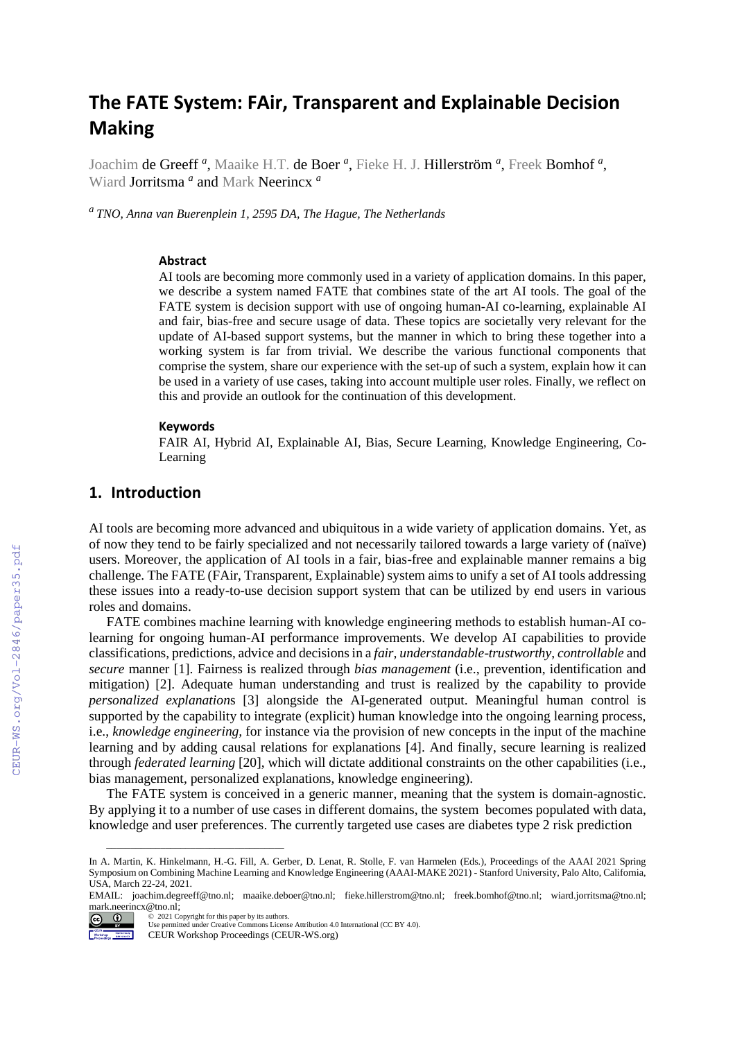# The FATE System: FAir, Transparent and Explainable Decision Making

Joachim de Greeff [a], Maaike H.T. de Boer [a], Fieke H. J. Hillerström [a], Freek Bomhof [a], Wiard Jorritsma [a] and Mark Neerincx [a]

[a] *TNO, Anna van Buerenplein 1, 2595 DA, The Hague, The Netherlands*

### Abstract

AI tools are becoming more commonly used in a variety of application domains. In this paper, we describe a system named FATE that combines state of the art AI tools. The goal of the FATE system is decision support with use of ongoing human-AI co-learning, explainable AI and fair, bias-free and secure usage of data. These topics are societally very relevant for the update of AI-based support systems, but the manner in which to bring these together into a working system is far from trivial. We describe the various functional components that comprise the system, share our experience with the set-up of such a system, explain how it can be used in a variety of use cases, taking into account multiple user roles. Finally, we reflect on this and provide an outlook for the continuation of this development.

### Keywords

FAIR AI, Hybrid AI, Explainable AI, Bias, Secure Learning, Knowledge Engineering, Co-Learning

## 1. Introduction

AI tools are becoming more advanced and ubiquitous in a wide variety of application domains. Yet, as of now they tend to be fairly specialized and not necessarily tailored towards a large variety of (naïve) users. Moreover, the application of AI tools in a fair, bias-free and explainable manner remains a big challenge. The FATE (FAir, Transparent, Explainable) system aims to unify a set of AI tools addressing these issues into a ready-to-use decision support system that can be utilized by end users in various roles and domains.

FATE combines machine learning with knowledge engineering methods to establish human-AI co-learning for ongoing human-AI performance improvements. We develop AI capabilities to provide classifications, predictions, advice and decisions in a *fair, understandable-trustworthy*, *controllable* and *secure* manner [1]. Fairness is realized through *bias management* (i.e., prevention, identification and mitigation) [2]. Adequate human understanding and trust is realized by the capability to provide *personalized explanations* [3] alongside the AI-generated output. Meaningful human control is supported by the capability to integrate (explicit) human knowledge into the ongoing learning process, i.e., *knowledge engineering,* for instance via the provision of new concepts in the input of the machine learning and by adding causal relations for explanations [4]. And finally, secure learning is realized through *federated learning* [20], which will dictate additional constraints on the other capabilities (i.e., bias management, personalized explanations, knowledge engineering).

The FATE system is conceived in a generic manner, meaning that the system is domain-agnostic. By applying it to a number of use cases in different domains, the system becomes populated with data, knowledge and user preferences. The currently targeted use cases are diabetes type 2 risk prediction

In A. Martin, K. Hinkelmann, H.-G. Fill, A. Gerber, D. Lenat, R. Stolle, F. van Harmelen (Eds.), Proceedings of the AAAI 2021 Spring Symposium on Combining Machine Learning and Knowledge Engineering (AAAI-MAKE 2021) - Stanford University, Palo Alto, California, USA, March 22-24, 2021.

EMAIL: joachim.degreeff@tno.nl; maaike.deboer@tno.nl; fieke.hillerstrom@tno.nl; freek.bomhof@tno.nl; wiard.jorritsma@tno.nl; mark.neerincx@tno.nl;

© 2021 Copyright for this paper by its authors.
Use permitted under Creative Commons License Attribution 4.0 International (CC BY 4.0).
CEUR Workshop Proceedings (CEUR-WS.org)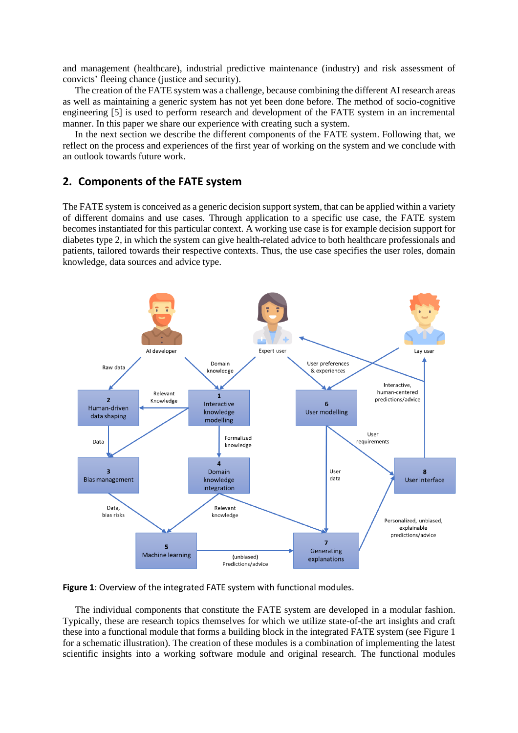and management (healthcare), industrial predictive maintenance (industry) and risk assessment of convicts' fleeing chance (justice and security).

The creation of the FATE system was a challenge, because combining the different AI research areas as well as maintaining a generic system has not yet been done before. The method of socio-cognitive engineering [5] is used to perform research and development of the FATE system in an incremental manner. In this paper we share our experience with creating such a system.

In the next section we describe the different components of the FATE system. Following that, we reflect on the process and experiences of the first year of working on the system and we conclude with an outlook towards future work.

## 2. Components of the FATE system

The FATE system is conceived as a generic decision support system, that can be applied within a variety of different domains and use cases. Through application to a specific use case, the FATE system becomes instantiated for this particular context. A working use case is for example decision support for diabetes type 2, in which the system can give health-related advice to both healthcare professionals and patients, tailored towards their respective contexts. Thus, the use case specifies the user roles, domain knowledge, data sources and advice type.

**Figure 1**: Overview of the integrated FATE system with functional modules.

The individual components that constitute the FATE system are developed in a modular fashion. Typically, these are research topics themselves for which we utilize state-of-the art insights and craft these into a functional module that forms a building block in the integrated FATE system (see Figure 1 for a schematic illustration). The creation of these modules is a combination of implementing the latest scientific insights into a working software module and original research. The functional modules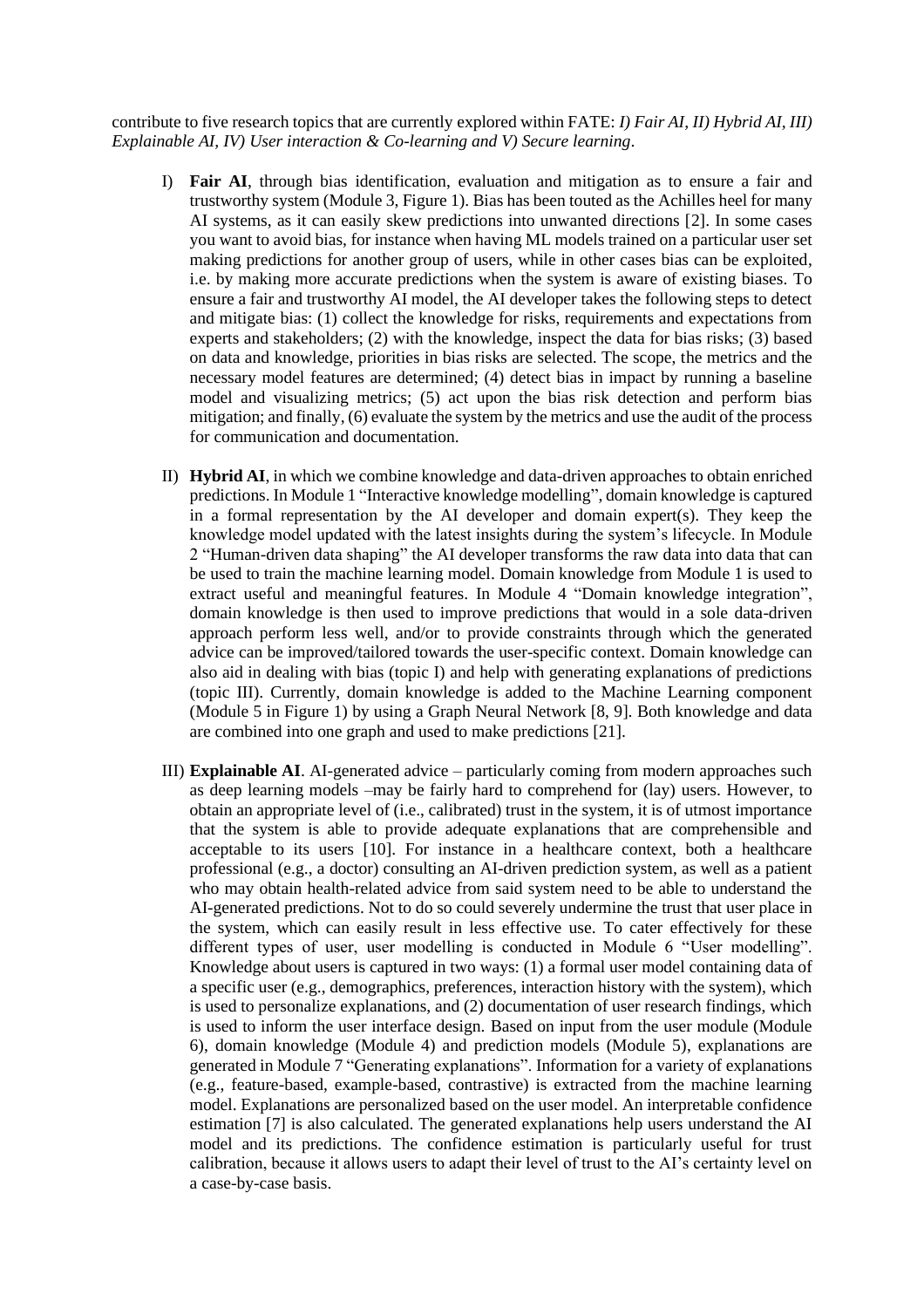contribute to five research topics that are currently explored within FATE: *I) Fair AI, II) Hybrid AI, III) Explainable AI, IV) User interaction & Co-learning and V) Secure learning*.

I) **Fair AI**, through bias identification, evaluation and mitigation as to ensure a fair and trustworthy system (Module 3, Figure 1). Bias has been touted as the Achilles heel for many AI systems, as it can easily skew predictions into unwanted directions [2]. In some cases you want to avoid bias, for instance when having ML models trained on a particular user set making predictions for another group of users, while in other cases bias can be exploited, i.e. by making more accurate predictions when the system is aware of existing biases. To ensure a fair and trustworthy AI model, the AI developer takes the following steps to detect and mitigate bias: (1) collect the knowledge for risks, requirements and expectations from experts and stakeholders; (2) with the knowledge, inspect the data for bias risks; (3) based on data and knowledge, priorities in bias risks are selected. The scope, the metrics and the necessary model features are determined; (4) detect bias in impact by running a baseline model and visualizing metrics; (5) act upon the bias risk detection and perform bias mitigation; and finally, (6) evaluate the system by the metrics and use the audit of the process for communication and documentation.

II) **Hybrid AI**, in which we combine knowledge and data-driven approaches to obtain enriched predictions. In Module 1 "Interactive knowledge modelling", domain knowledge is captured in a formal representation by the AI developer and domain expert(s). They keep the knowledge model updated with the latest insights during the system's lifecycle. In Module 2 "Human-driven data shaping" the AI developer transforms the raw data into data that can be used to train the machine learning model. Domain knowledge from Module 1 is used to extract useful and meaningful features. In Module 4 "Domain knowledge integration", domain knowledge is then used to improve predictions that would in a sole data-driven approach perform less well, and/or to provide constraints through which the generated advice can be improved/tailored towards the user-specific context. Domain knowledge can also aid in dealing with bias (topic I) and help with generating explanations of predictions (topic III). Currently, domain knowledge is added to the Machine Learning component (Module 5 in Figure 1) by using a Graph Neural Network [8, 9]. Both knowledge and data are combined into one graph and used to make predictions [21].

III) **Explainable AI**. AI-generated advice – particularly coming from modern approaches such as deep learning models –may be fairly hard to comprehend for (lay) users. However, to obtain an appropriate level of (i.e., calibrated) trust in the system, it is of utmost importance that the system is able to provide adequate explanations that are comprehensible and acceptable to its users [10]. For instance in a healthcare context, both a healthcare professional (e.g., a doctor) consulting an AI-driven prediction system, as well as a patient who may obtain health-related advice from said system need to be able to understand the AI-generated predictions. Not to do so could severely undermine the trust that user place in the system, which can easily result in less effective use. To cater effectively for these different types of user, user modelling is conducted in Module 6 "User modelling". Knowledge about users is captured in two ways: (1) a formal user model containing data of a specific user (e.g., demographics, preferences, interaction history with the system), which is used to personalize explanations, and (2) documentation of user research findings, which is used to inform the user interface design. Based on input from the user module (Module 6), domain knowledge (Module 4) and prediction models (Module 5), explanations are generated in Module 7 "Generating explanations". Information for a variety of explanations (e.g., feature-based, example-based, contrastive) is extracted from the machine learning model. Explanations are personalized based on the user model. An interpretable confidence estimation [7] is also calculated. The generated explanations help users understand the AI model and its predictions. The confidence estimation is particularly useful for trust calibration, because it allows users to adapt their level of trust to the AI's certainty level on a case-by-case basis.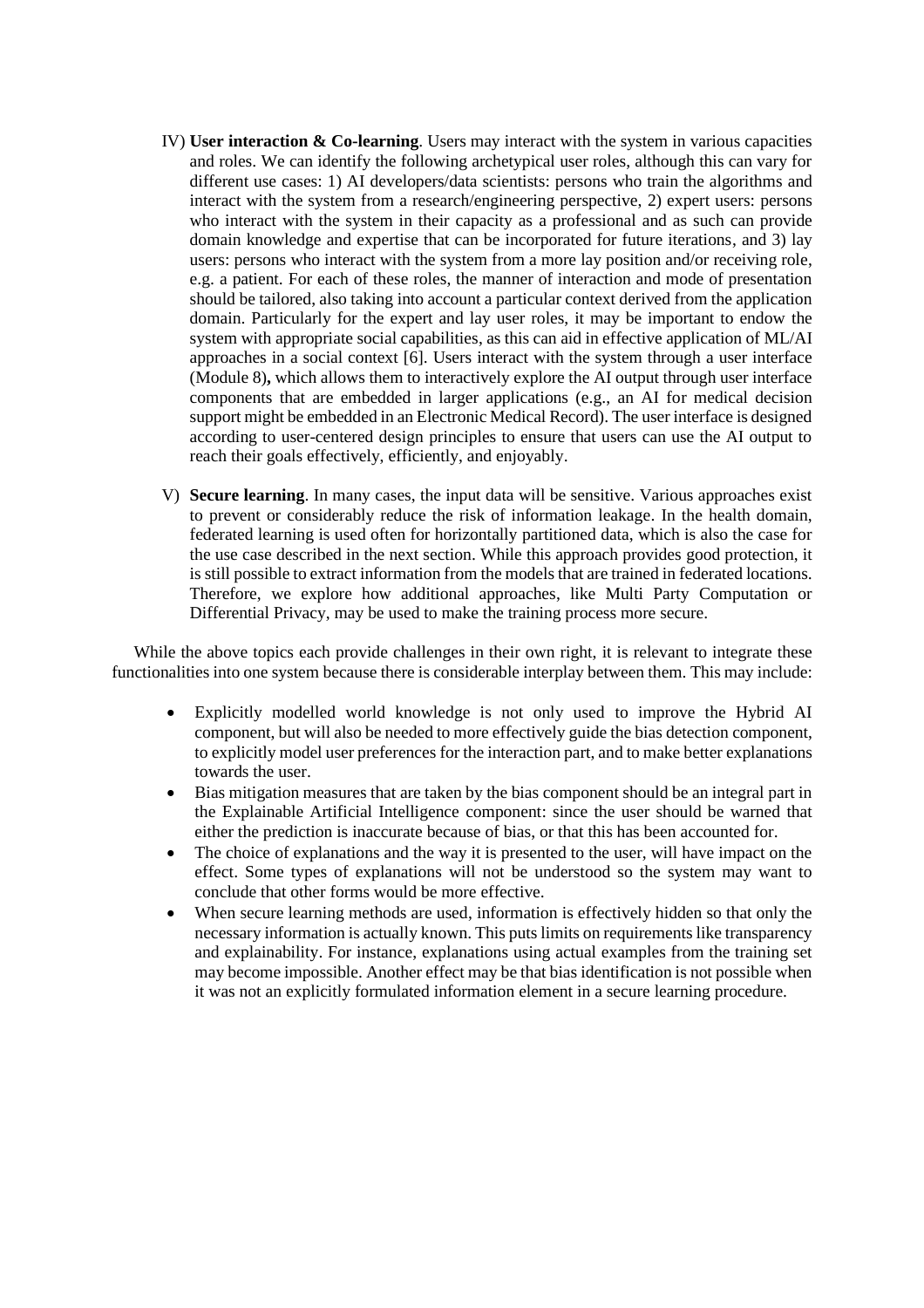IV) **User interaction & Co-learning**. Users may interact with the system in various capacities and roles. We can identify the following archetypical user roles, although this can vary for different use cases: 1) AI developers/data scientists: persons who train the algorithms and interact with the system from a research/engineering perspective, 2) expert users: persons who interact with the system in their capacity as a professional and as such can provide domain knowledge and expertise that can be incorporated for future iterations, and 3) lay users: persons who interact with the system from a more lay position and/or receiving role, e.g. a patient. For each of these roles, the manner of interaction and mode of presentation should be tailored, also taking into account a particular context derived from the application domain. Particularly for the expert and lay user roles, it may be important to endow the system with appropriate social capabilities, as this can aid in effective application of ML/AI approaches in a social context [6]. Users interact with the system through a user interface (Module 8)**,** which allows them to interactively explore the AI output through user interface components that are embedded in larger applications (e.g., an AI for medical decision support might be embedded in an Electronic Medical Record). The user interface is designed according to user-centered design principles to ensure that users can use the AI output to reach their goals effectively, efficiently, and enjoyably.

V) **Secure learning**. In many cases, the input data will be sensitive. Various approaches exist to prevent or considerably reduce the risk of information leakage. In the health domain, federated learning is used often for horizontally partitioned data, which is also the case for the use case described in the next section. While this approach provides good protection, it is still possible to extract information from the models that are trained in federated locations. Therefore, we explore how additional approaches, like Multi Party Computation or Differential Privacy, may be used to make the training process more secure.

While the above topics each provide challenges in their own right, it is relevant to integrate these functionalities into one system because there is considerable interplay between them. This may include:

- Explicitly modelled world knowledge is not only used to improve the Hybrid AI component, but will also be needed to more effectively guide the bias detection component, to explicitly model user preferences for the interaction part, and to make better explanations towards the user.
- Bias mitigation measures that are taken by the bias component should be an integral part in the Explainable Artificial Intelligence component: since the user should be warned that either the prediction is inaccurate because of bias, or that this has been accounted for.
- The choice of explanations and the way it is presented to the user, will have impact on the effect. Some types of explanations will not be understood so the system may want to conclude that other forms would be more effective.
- When secure learning methods are used, information is effectively hidden so that only the necessary information is actually known. This puts limits on requirements like transparency and explainability. For instance, explanations using actual examples from the training set may become impossible. Another effect may be that bias identification is not possible when it was not an explicitly formulated information element in a secure learning procedure.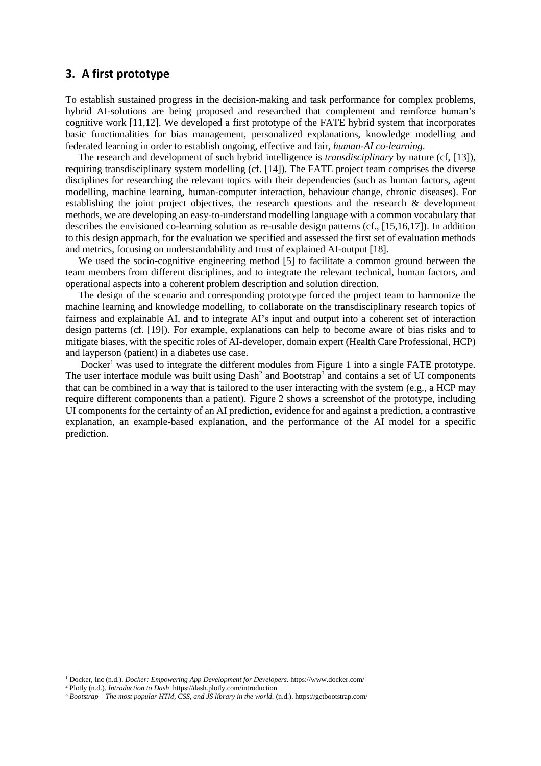## 3. A first prototype

To establish sustained progress in the decision-making and task performance for complex problems, hybrid AI-solutions are being proposed and researched that complement and reinforce human's cognitive work [11,12]. We developed a first prototype of the FATE hybrid system that incorporates basic functionalities for bias management, personalized explanations, knowledge modelling and federated learning in order to establish ongoing, effective and fair, *human-AI co-learning*.

The research and development of such hybrid intelligence is *transdisciplinary* by nature (cf, [13]), requiring transdisciplinary system modelling (cf. [14]). The FATE project team comprises the diverse disciplines for researching the relevant topics with their dependencies (such as human factors, agent modelling, machine learning, human-computer interaction, behaviour change, chronic diseases). For establishing the joint project objectives, the research questions and the research & development methods, we are developing an easy-to-understand modelling language with a common vocabulary that describes the envisioned co-learning solution as re-usable design patterns (cf., [15,16,17]). In addition to this design approach, for the evaluation we specified and assessed the first set of evaluation methods and metrics, focusing on understandability and trust of explained AI-output [18].

We used the socio-cognitive engineering method [5] to facilitate a common ground between the team members from different disciplines, and to integrate the relevant technical, human factors, and operational aspects into a coherent problem description and solution direction.

The design of the scenario and corresponding prototype forced the project team to harmonize the machine learning and knowledge modelling, to collaborate on the transdisciplinary research topics of fairness and explainable AI, and to integrate AI's input and output into a coherent set of interaction design patterns (cf. [19]). For example, explanations can help to become aware of bias risks and to mitigate biases, with the specific roles of AI-developer, domain expert (Health Care Professional, HCP) and layperson (patient) in a diabetes use case.

Docker[1] was used to integrate the different modules from Figure 1 into a single FATE prototype. The user interface module was built using Dash[2] and Bootstrap[3] and contains a set of UI components that can be combined in a way that is tailored to the user interacting with the system (e.g., a HCP may require different components than a patient). Figure 2 shows a screenshot of the prototype, including UI components for the certainty of an AI prediction, evidence for and against a prediction, a contrastive explanation, an example-based explanation, and the performance of the AI model for a specific prediction.

---

[1] Docker, Inc (n.d.). *Docker: Empowering App Development for Developers*. https://www.docker.com/

[2] Plotly (n.d.). *Introduction to Dash*. https://dash.plotly.com/introduction

[3] *Bootstrap – The most popular HTM, CSS, and JS library in the world.* (n.d.). https://getbootstrap.com/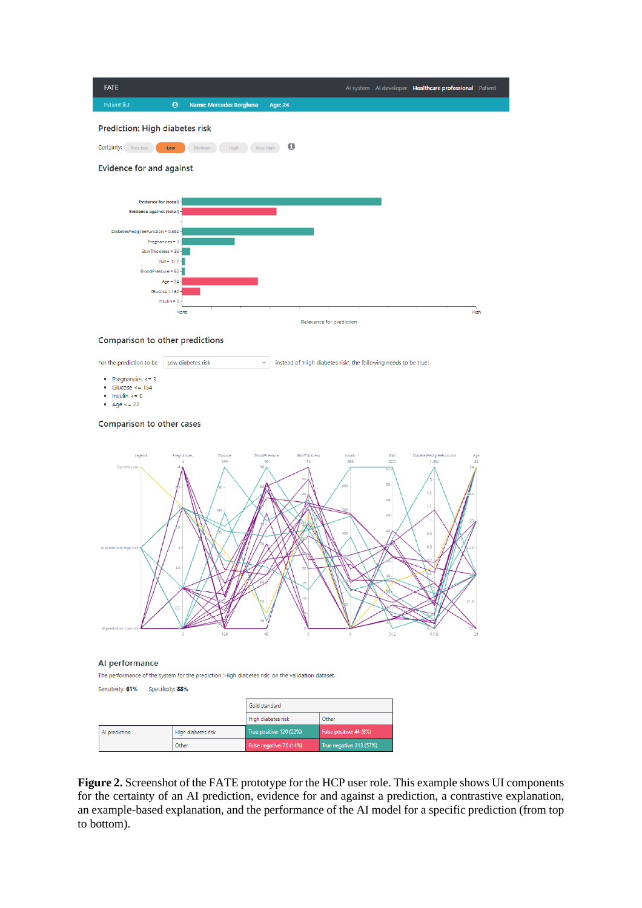FATE | AI system | AI developer | **Healthcare professional** | Patient

Patient list | Name: Mercedes Borghese | Age: 24

## Prediction: High diabetes risk

Certainty: Very low | **Low** | Medium | High | Very high

## Evidence for and against

Evidence for (total)
Evidence against (total)

DiabetesPedigreeFunction = 0.652
Pregnancies = 3
SkinThickness = 38
BMI = 37.2
BloodPressure = 52
Age = 24
Glucose = 162
Insulin = 0

None — High

Relevance for prediction

## Comparison to other predictions

For the prediction to be: Low diabetes risk — instead of 'High diabetes risk', the following needs to be true:

- Pregnancies <= 3
- Glucose <= 154
- Insulin <= 0
- Age <= 22

## Comparison to other cases

Legend | Pregnancies | Glucose | BloodPressure | SkinThickness | Insulin | BMI | DiabetesPedigreeFunction | Age

Current case; AI prediction: High risk; AI prediction: Low risk

## AI performance

The performance of the system for the prediction 'High diabetes risk' on the validation dataset.

Sensitivity: **61%** Specificity: **88%**

| | | Gold standard | |
|---|---|---|---|
| | | High diabetes risk | Other |
| AI prediction | High diabetes risk | True positive: 120 (22%) | False positive: 44 (8%) |
| | Other | False negative: 76 (14%) | True negative: 313 (57%) |

**Figure 2.** Screenshot of the FATE prototype for the HCP user role. This example shows UI components for the certainty of an AI prediction, evidence for and against a prediction, a contrastive explanation, an example-based explanation, and the performance of the AI model for a specific prediction (from top to bottom).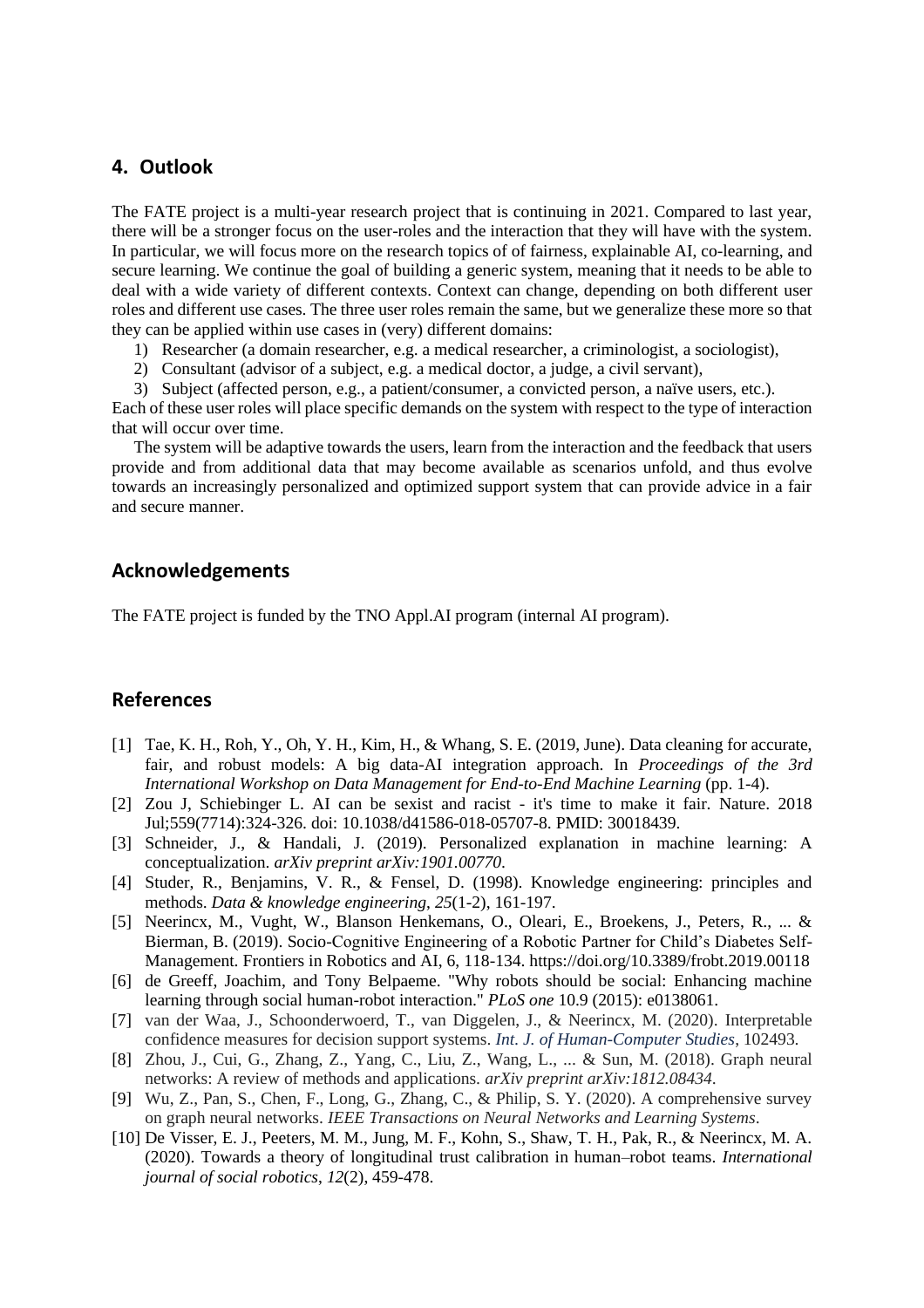## 4. Outlook

The FATE project is a multi-year research project that is continuing in 2021. Compared to last year, there will be a stronger focus on the user-roles and the interaction that they will have with the system. In particular, we will focus more on the research topics of of fairness, explainable AI, co-learning, and secure learning. We continue the goal of building a generic system, meaning that it needs to be able to deal with a wide variety of different contexts. Context can change, depending on both different user roles and different use cases. The three user roles remain the same, but we generalize these more so that they can be applied within use cases in (very) different domains:

1) Researcher (a domain researcher, e.g. a medical researcher, a criminologist, a sociologist),
2) Consultant (advisor of a subject, e.g. a medical doctor, a judge, a civil servant),
3) Subject (affected person, e.g., a patient/consumer, a convicted person, a naïve users, etc.).

Each of these user roles will place specific demands on the system with respect to the type of interaction that will occur over time.

The system will be adaptive towards the users, learn from the interaction and the feedback that users provide and from additional data that may become available as scenarios unfold, and thus evolve towards an increasingly personalized and optimized support system that can provide advice in a fair and secure manner.

## Acknowledgements

The FATE project is funded by the TNO Appl.AI program (internal AI program).

## References

[1] Tae, K. H., Roh, Y., Oh, Y. H., Kim, H., & Whang, S. E. (2019, June). Data cleaning for accurate, fair, and robust models: A big data-AI integration approach. In *Proceedings of the 3rd International Workshop on Data Management for End-to-End Machine Learning* (pp. 1-4).

[2] Zou J, Schiebinger L. AI can be sexist and racist - it's time to make it fair. Nature. 2018 Jul;559(7714):324-326. doi: 10.1038/d41586-018-05707-8. PMID: 30018439.

[3] Schneider, J., & Handali, J. (2019). Personalized explanation in machine learning: A conceptualization. *arXiv preprint arXiv:1901.00770.*

[4] Studer, R., Benjamins, V. R., & Fensel, D. (1998). Knowledge engineering: principles and methods. *Data & knowledge engineering*, *25*(1-2), 161-197.

[5] Neerincx, M., Vught, W., Blanson Henkemans, O., Oleari, E., Broekens, J., Peters, R., ... & Bierman, B. (2019). Socio-Cognitive Engineering of a Robotic Partner for Child's Diabetes Self-Management. Frontiers in Robotics and AI, 6, 118-134. https://doi.org/10.3389/frobt.2019.00118

[6] de Greeff, Joachim, and Tony Belpaeme. "Why robots should be social: Enhancing machine learning through social human-robot interaction." *PLoS one* 10.9 (2015): e0138061.

[7] van der Waa, J., Schoonderwoerd, T., van Diggelen, J., & Neerincx, M. (2020). Interpretable confidence measures for decision support systems. *Int. J. of Human-Computer Studies*, 102493.

[8] Zhou, J., Cui, G., Zhang, Z., Yang, C., Liu, Z., Wang, L., ... & Sun, M. (2018). Graph neural networks: A review of methods and applications. *arXiv preprint arXiv:1812.08434*.

[9] Wu, Z., Pan, S., Chen, F., Long, G., Zhang, C., & Philip, S. Y. (2020). A comprehensive survey on graph neural networks. *IEEE Transactions on Neural Networks and Learning Systems*.

[10] De Visser, E. J., Peeters, M. M., Jung, M. F., Kohn, S., Shaw, T. H., Pak, R., & Neerincx, M. A. (2020). Towards a theory of longitudinal trust calibration in human–robot teams. *International journal of social robotics*, *12*(2), 459-478.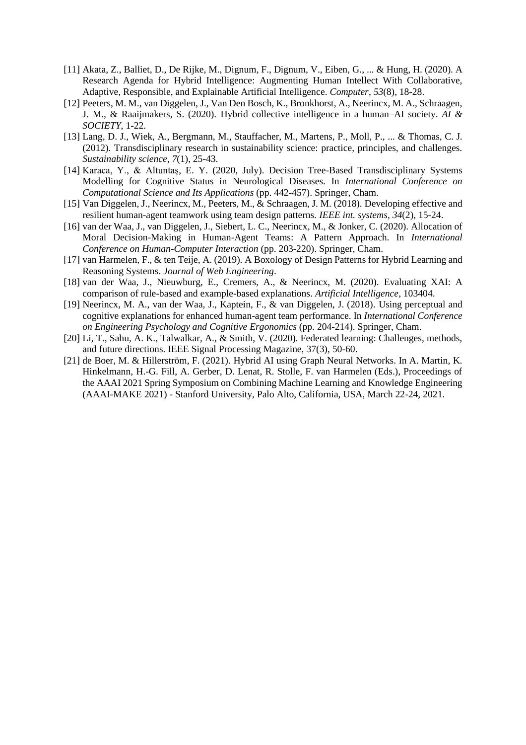[11] Akata, Z., Balliet, D., De Rijke, M., Dignum, F., Dignum, V., Eiben, G., ... & Hung, H. (2020). A Research Agenda for Hybrid Intelligence: Augmenting Human Intellect With Collaborative, Adaptive, Responsible, and Explainable Artificial Intelligence. *Computer*, *53*(8), 18-28.

[12] Peeters, M. M., van Diggelen, J., Van Den Bosch, K., Bronkhorst, A., Neerincx, M. A., Schraagen, J. M., & Raaijmakers, S. (2020). Hybrid collective intelligence in a human–AI society. *AI & SOCIETY*, 1-22.

[13] Lang, D. J., Wiek, A., Bergmann, M., Stauffacher, M., Martens, P., Moll, P., ... & Thomas, C. J. (2012). Transdisciplinary research in sustainability science: practice, principles, and challenges. *Sustainability science*, *7*(1), 25-43.

[14] Karaca, Y., & Altuntaş, E. Y. (2020, July). Decision Tree-Based Transdisciplinary Systems Modelling for Cognitive Status in Neurological Diseases. In *International Conference on Computational Science and Its Applications* (pp. 442-457). Springer, Cham.

[15] Van Diggelen, J., Neerincx, M., Peeters, M., & Schraagen, J. M. (2018). Developing effective and resilient human-agent teamwork using team design patterns. *IEEE int. systems*, *34*(2), 15-24.

[16] van der Waa, J., van Diggelen, J., Siebert, L. C., Neerincx, M., & Jonker, C. (2020). Allocation of Moral Decision-Making in Human-Agent Teams: A Pattern Approach. In *International Conference on Human-Computer Interaction* (pp. 203-220). Springer, Cham.

[17] van Harmelen, F., & ten Teije, A. (2019). A Boxology of Design Patterns for Hybrid Learning and Reasoning Systems. *Journal of Web Engineering*.

[18] van der Waa, J., Nieuwburg, E., Cremers, A., & Neerincx, M. (2020). Evaluating XAI: A comparison of rule-based and example-based explanations. *Artificial Intelligence*, 103404.

[19] Neerincx, M. A., van der Waa, J., Kaptein, F., & van Diggelen, J. (2018). Using perceptual and cognitive explanations for enhanced human-agent team performance. In *International Conference on Engineering Psychology and Cognitive Ergonomics* (pp. 204-214). Springer, Cham.

[20] Li, T., Sahu, A. K., Talwalkar, A., & Smith, V. (2020). Federated learning: Challenges, methods, and future directions. IEEE Signal Processing Magazine, 37(3), 50-60.

[21] de Boer, M. & Hillerström, F. (2021). Hybrid AI using Graph Neural Networks. In A. Martin, K. Hinkelmann, H.-G. Fill, A. Gerber, D. Lenat, R. Stolle, F. van Harmelen (Eds.), Proceedings of the AAAI 2021 Spring Symposium on Combining Machine Learning and Knowledge Engineering (AAAI-MAKE 2021) - Stanford University, Palo Alto, California, USA, March 22-24, 2021.